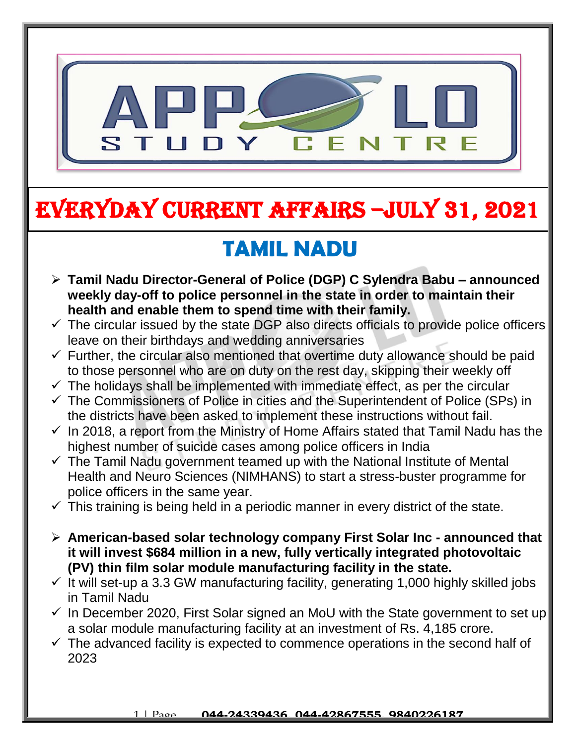# EVERYDAY CURRENT AFFAIRS –JULY 31, 2021

## TAMIL NADU

- **Tamil Nadu Director-General of Police (DGP) C Sylendra Babu – announced weekly day-off to police personnel in the state in order to maintain their health and enable them to spend time with their family.**
  - ✓ The circular issued by the state DGP also directs officials to provide police officers leave on their birthdays and wedding anniversaries
  - ✓ Further, the circular also mentioned that overtime duty allowance should be paid to those personnel who are on duty on the rest day, skipping their weekly off
  - ✓ The holidays shall be implemented with immediate effect, as per the circular
  - ✓ The Commissioners of Police in cities and the Superintendent of Police (SPs) in the districts have been asked to implement these instructions without fail.
  - ✓ In 2018, a report from the Ministry of Home Affairs stated that Tamil Nadu has the highest number of suicide cases among police officers in India
  - ✓ The Tamil Nadu government teamed up with the National Institute of Mental Health and Neuro Sciences (NIMHANS) to start a stress-buster programme for police officers in the same year.
  - ✓ This training is being held in a periodic manner in every district of the state.

- **American-based solar technology company First Solar Inc - announced that it will invest $684 million in a new, fully vertically integrated photovoltaic (PV) thin film solar module manufacturing facility in the state.**
  - ✓ It will set-up a 3.3 GW manufacturing facility, generating 1,000 highly skilled jobs in Tamil Nadu
  - ✓ In December 2020, First Solar signed an MoU with the State government to set up a solar module manufacturing facility at an investment of Rs. 4,185 crore.
  - ✓ The advanced facility is expected to commence operations in the second half of 2023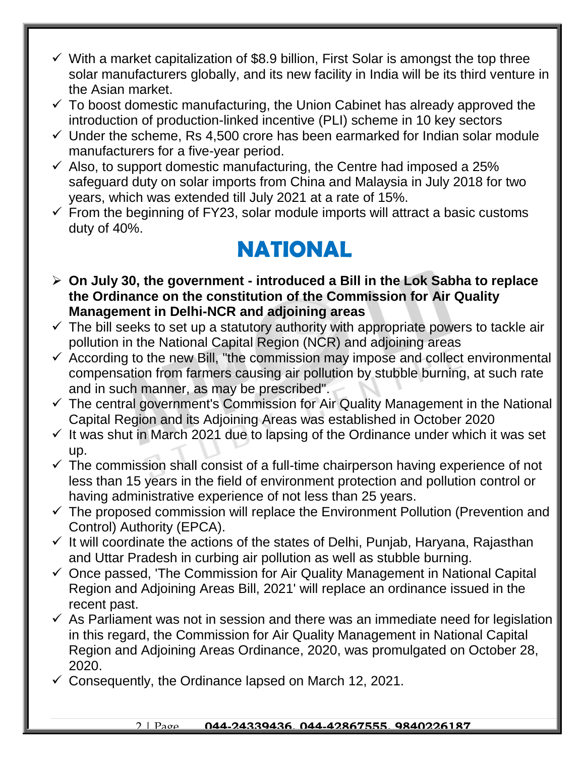- ✓ With a market capitalization of $8.9 billion, First Solar is amongst the top three solar manufacturers globally, and its new facility in India will be its third venture in the Asian market.
- ✓ To boost domestic manufacturing, the Union Cabinet has already approved the introduction of production-linked incentive (PLI) scheme in 10 key sectors
- ✓ Under the scheme, Rs 4,500 crore has been earmarked for Indian solar module manufacturers for a five-year period.
- ✓ Also, to support domestic manufacturing, the Centre had imposed a 25% safeguard duty on solar imports from China and Malaysia in July 2018 for two years, which was extended till July 2021 at a rate of 15%.
- ✓ From the beginning of FY23, solar module imports will attract a basic customs duty of 40%.

# NATIONAL

- ➢ **On July 30, the government - introduced a Bill in the Lok Sabha to replace the Ordinance on the constitution of the Commission for Air Quality Management in Delhi-NCR and adjoining areas**
- ✓ The bill seeks to set up a statutory authority with appropriate powers to tackle air pollution in the National Capital Region (NCR) and adjoining areas
- ✓ According to the new Bill, "the commission may impose and collect environmental compensation from farmers causing air pollution by stubble burning, at such rate and in such manner, as may be prescribed".
- ✓ The central government's Commission for Air Quality Management in the National Capital Region and its Adjoining Areas was established in October 2020
- ✓ It was shut in March 2021 due to lapsing of the Ordinance under which it was set up.
- ✓ The commission shall consist of a full-time chairperson having experience of not less than 15 years in the field of environment protection and pollution control or having administrative experience of not less than 25 years.
- ✓ The proposed commission will replace the Environment Pollution (Prevention and Control) Authority (EPCA).
- ✓ It will coordinate the actions of the states of Delhi, Punjab, Haryana, Rajasthan and Uttar Pradesh in curbing air pollution as well as stubble burning.
- ✓ Once passed, 'The Commission for Air Quality Management in National Capital Region and Adjoining Areas Bill, 2021' will replace an ordinance issued in the recent past.
- ✓ As Parliament was not in session and there was an immediate need for legislation in this regard, the Commission for Air Quality Management in National Capital Region and Adjoining Areas Ordinance, 2020, was promulgated on October 28, 2020.
- ✓ Consequently, the Ordinance lapsed on March 12, 2021.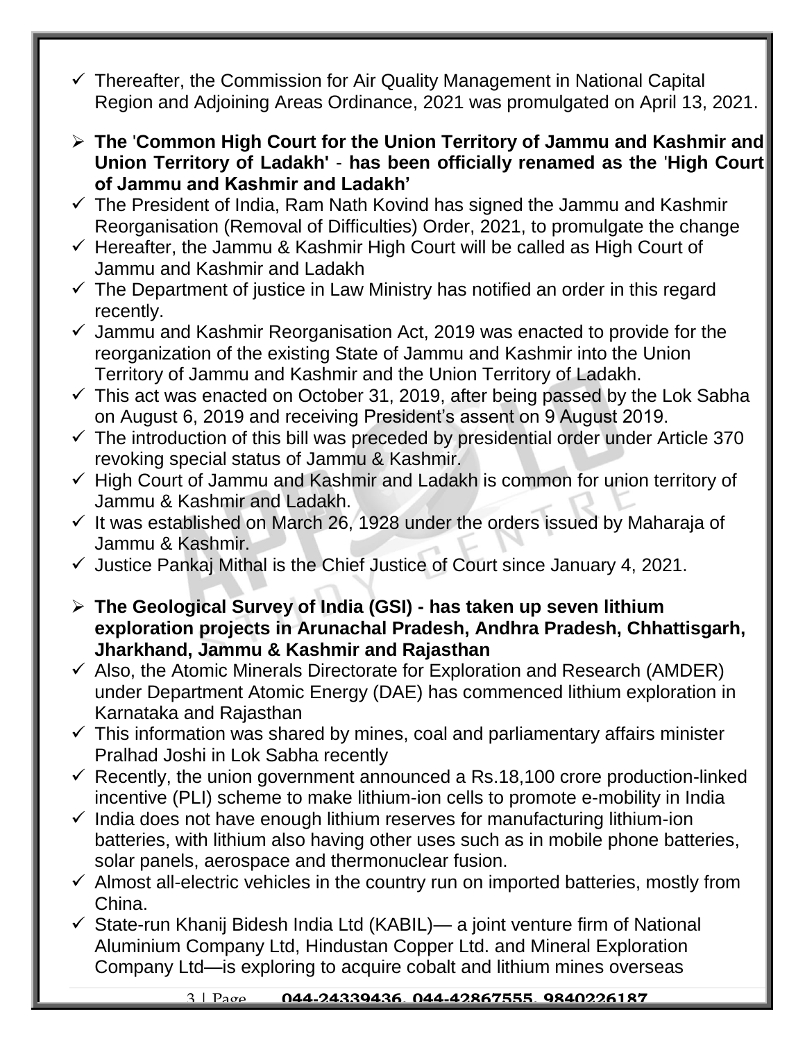- ✓ Thereafter, the Commission for Air Quality Management in National Capital Region and Adjoining Areas Ordinance, 2021 was promulgated on April 13, 2021.

## ➢ The 'Common High Court for the Union Territory of Jammu and Kashmir and Union Territory of Ladakh' - has been officially renamed as the 'High Court of Jammu and Kashmir and Ladakh'

- ✓ The President of India, Ram Nath Kovind has signed the Jammu and Kashmir Reorganisation (Removal of Difficulties) Order, 2021, to promulgate the change
- ✓ Hereafter, the Jammu & Kashmir High Court will be called as High Court of Jammu and Kashmir and Ladakh
- ✓ The Department of justice in Law Ministry has notified an order in this regard recently.
- ✓ Jammu and Kashmir Reorganisation Act, 2019 was enacted to provide for the reorganization of the existing State of Jammu and Kashmir into the Union Territory of Jammu and Kashmir and the Union Territory of Ladakh.
- ✓ This act was enacted on October 31, 2019, after being passed by the Lok Sabha on August 6, 2019 and receiving President's assent on 9 August 2019.
- ✓ The introduction of this bill was preceded by presidential order under Article 370 revoking special status of Jammu & Kashmir.
- ✓ High Court of Jammu and Kashmir and Ladakh is common for union territory of Jammu & Kashmir and Ladakh.
- ✓ It was established on March 26, 1928 under the orders issued by Maharaja of Jammu & Kashmir.
- ✓ Justice Pankaj Mithal is the Chief Justice of Court since January 4, 2021.

## ➢ The Geological Survey of India (GSI) - has taken up seven lithium exploration projects in Arunachal Pradesh, Andhra Pradesh, Chhattisgarh, Jharkhand, Jammu & Kashmir and Rajasthan

- ✓ Also, the Atomic Minerals Directorate for Exploration and Research (AMDER) under Department Atomic Energy (DAE) has commenced lithium exploration in Karnataka and Rajasthan
- ✓ This information was shared by mines, coal and parliamentary affairs minister Pralhad Joshi in Lok Sabha recently
- ✓ Recently, the union government announced a Rs.18,100 crore production-linked incentive (PLI) scheme to make lithium-ion cells to promote e-mobility in India
- ✓ India does not have enough lithium reserves for manufacturing lithium-ion batteries, with lithium also having other uses such as in mobile phone batteries, solar panels, aerospace and thermonuclear fusion.
- ✓ Almost all-electric vehicles in the country run on imported batteries, mostly from China.
- ✓ State-run Khanij Bidesh India Ltd (KABIL)— a joint venture firm of National Aluminium Company Ltd, Hindustan Copper Ltd. and Mineral Exploration Company Ltd—is exploring to acquire cobalt and lithium mines overseas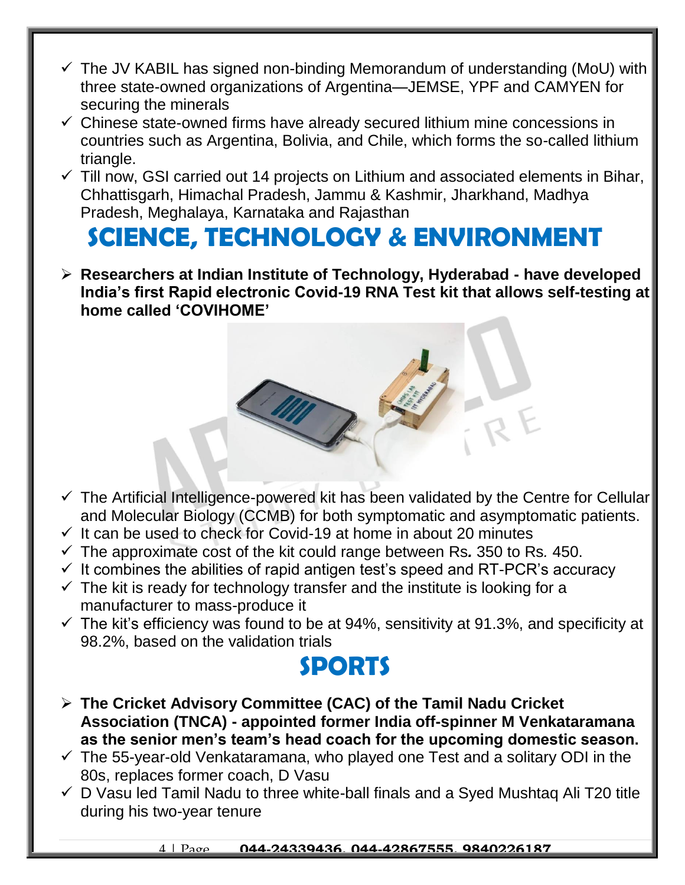- ✓ The JV KABIL has signed non-binding Memorandum of understanding (MoU) with three state-owned organizations of Argentina—JEMSE, YPF and CAMYEN for securing the minerals
- ✓ Chinese state-owned firms have already secured lithium mine concessions in countries such as Argentina, Bolivia, and Chile, which forms the so-called lithium triangle.
- ✓ Till now, GSI carried out 14 projects on Lithium and associated elements in Bihar, Chhattisgarh, Himachal Pradesh, Jammu & Kashmir, Jharkhand, Madhya Pradesh, Meghalaya, Karnataka and Rajasthan

# SCIENCE, TECHNOLOGY & ENVIRONMENT

- **Researchers at Indian Institute of Technology, Hyderabad - have developed India's first Rapid electronic Covid-19 RNA Test kit that allows self-testing at home called 'COVIHOME'**

- ✓ The Artificial Intelligence-powered kit has been validated by the Centre for Cellular and Molecular Biology (CCMB) for both symptomatic and asymptomatic patients.
- ✓ It can be used to check for Covid-19 at home in about 20 minutes
- ✓ The approximate cost of the kit could range between Rs. 350 to Rs. 450.
- ✓ It combines the abilities of rapid antigen test's speed and RT-PCR's accuracy
- ✓ The kit is ready for technology transfer and the institute is looking for a manufacturer to mass-produce it
- ✓ The kit's efficiency was found to be at 94%, sensitivity at 91.3%, and specificity at 98.2%, based on the validation trials

# SPORTS

- **The Cricket Advisory Committee (CAC) of the Tamil Nadu Cricket Association (TNCA) - appointed former India off-spinner M Venkataramana as the senior men's team's head coach for the upcoming domestic season.**
- ✓ The 55-year-old Venkataramana, who played one Test and a solitary ODI in the 80s, replaces former coach, D Vasu
- ✓ D Vasu led Tamil Nadu to three white-ball finals and a Syed Mushtaq Ali T20 title during his two-year tenure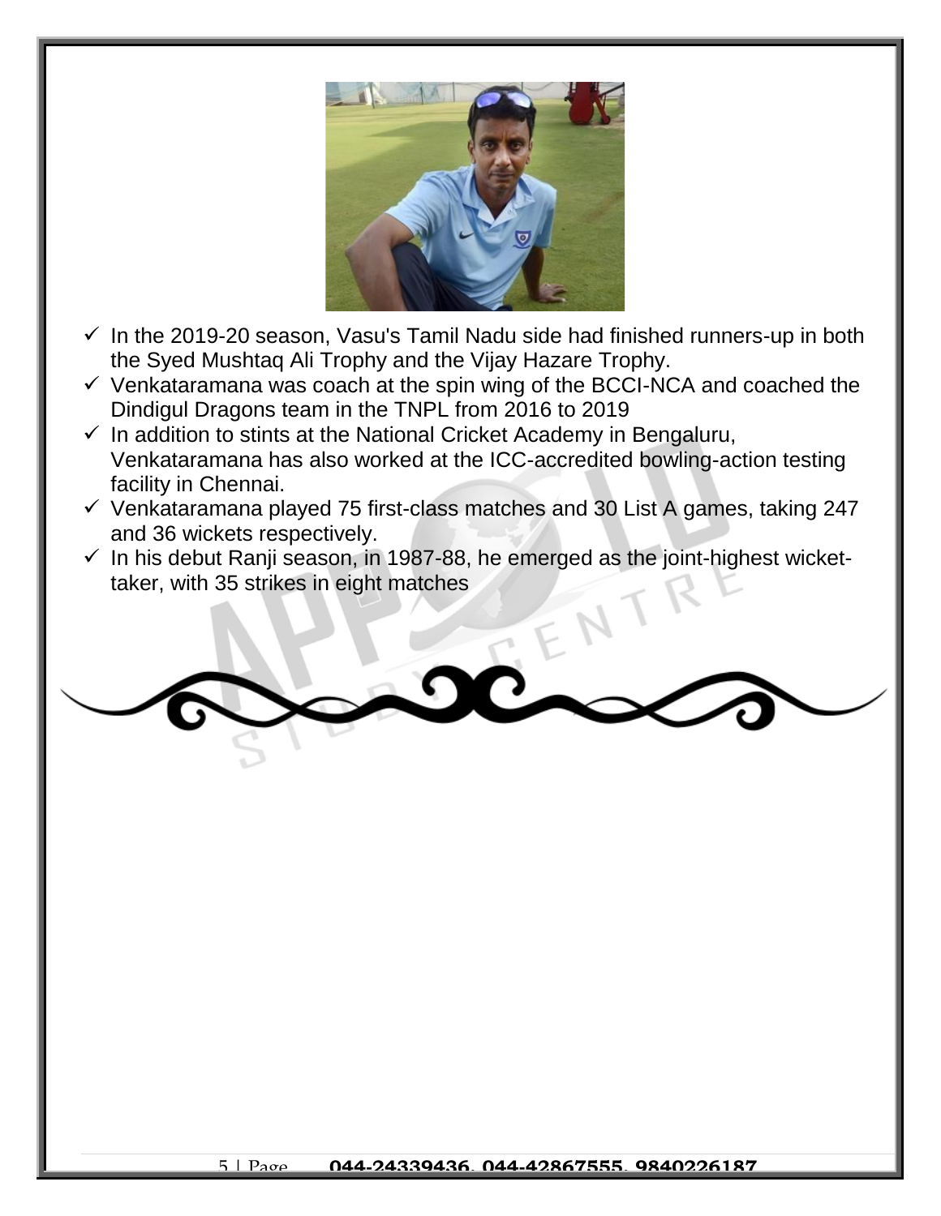- ✓ In the 2019-20 season, Vasu's Tamil Nadu side had finished runners-up in both the Syed Mushtaq Ali Trophy and the Vijay Hazare Trophy.
- ✓ Venkataramana was coach at the spin wing of the BCCI-NCA and coached the Dindigul Dragons team in the TNPL from 2016 to 2019
- ✓ In addition to stints at the National Cricket Academy in Bengaluru, Venkataramana has also worked at the ICC-accredited bowling-action testing facility in Chennai.
- ✓ Venkataramana played 75 first-class matches and 30 List A games, taking 247 and 36 wickets respectively.
- ✓ In his debut Ranji season, in 1987-88, he emerged as the joint-highest wicket-taker, with 35 strikes in eight matches